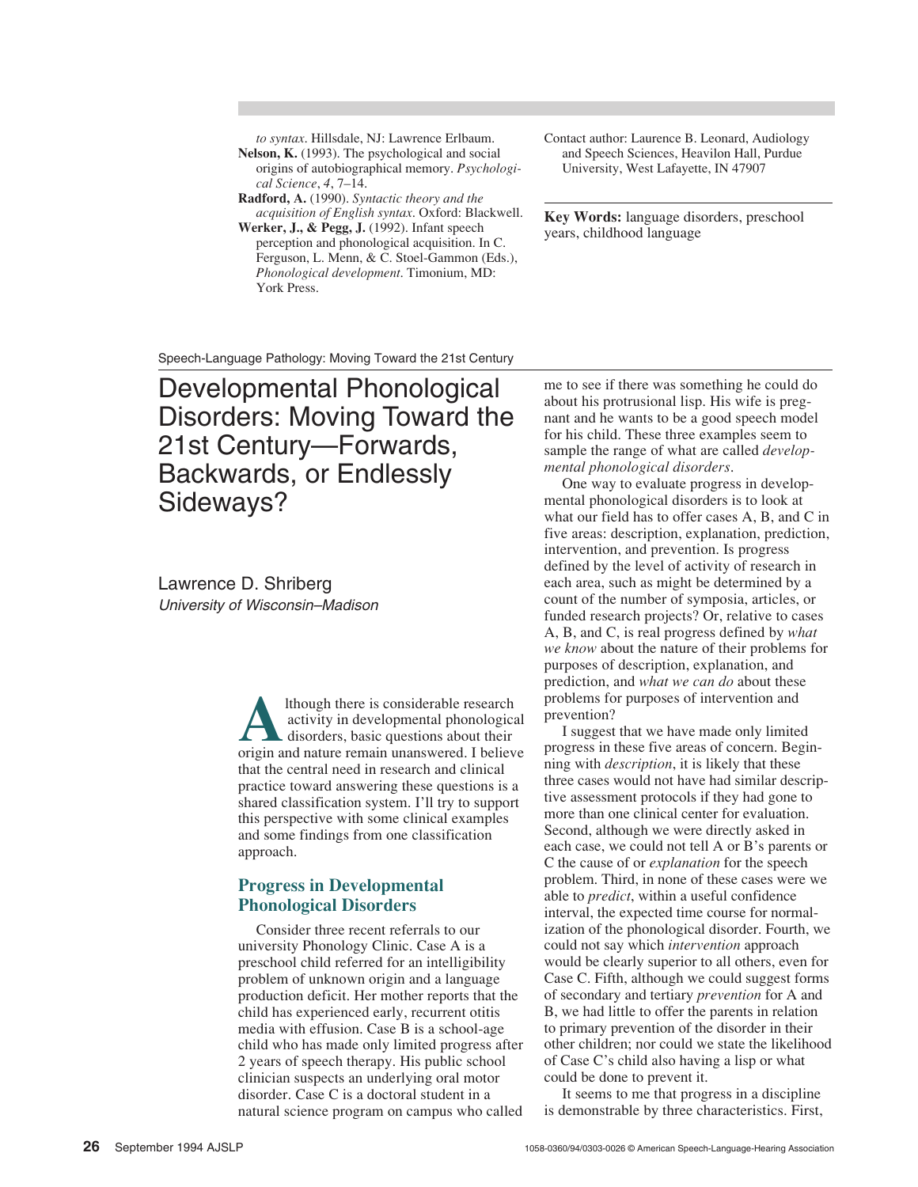*to syntax*. Hillsdale, NJ: Lawrence Erlbaum.

**Nelson, K.** (1993). The psychological and social origins of autobiographical memory. *Psychological Science*, *4*, 7–14.

**Radford, A.** (1990). *Syntactic theory and the acquisition of English syntax*. Oxford: Blackwell.

**Werker, J., & Pegg, J.** (1992). Infant speech perception and phonological acquisition. In C. Ferguson, L. Menn, & C. Stoel-Gammon (Eds.), *Phonological development*. Timonium, MD: York Press.

Contact author: Laurence B. Leonard, Audiology and Speech Sciences, Heavilon Hall, Purdue University, West Lafayette, IN 47907

**Key Words:** language disorders, preschool years, childhood language

Speech-Language Pathology: Moving Toward the 21st Century

# Developmental Phonological Disorders: Moving Toward the 21st Century—Forwards, Backwards, or Endlessly Sideways?

Lawrence D. Shriberg
*University of Wisconsin–Madison*

Although there is considerable research activity in developmental phonological disorders, basic questions about their origin and nature remain unanswered. I believe that the central need in research and clinical practice toward answering these questions is a shared classification system. I'll try to support this perspective with some clinical examples and some findings from one classification approach.

## Progress in Developmental Phonological Disorders

Consider three recent referrals to our university Phonology Clinic. Case A is a preschool child referred for an intelligibility problem of unknown origin and a language production deficit. Her mother reports that the child has experienced early, recurrent otitis media with effusion. Case B is a school-age child who has made only limited progress after 2 years of speech therapy. His public school clinician suspects an underlying oral motor disorder. Case C is a doctoral student in a natural science program on campus who called me to see if there was something he could do about his protrusional lisp. His wife is pregnant and he wants to be a good speech model for his child. These three examples seem to sample the range of what are called *developmental phonological disorders*.

One way to evaluate progress in developmental phonological disorders is to look at what our field has to offer cases A, B, and C in five areas: description, explanation, prediction, intervention, and prevention. Is progress defined by the level of activity of research in each area, such as might be determined by a count of the number of symposia, articles, or funded research projects? Or, relative to cases A, B, and C, is real progress defined by *what we know* about the nature of their problems for purposes of description, explanation, and prediction, and *what we can do* about these problems for purposes of intervention and prevention?

I suggest that we have made only limited progress in these five areas of concern. Beginning with *description*, it is likely that these three cases would not have had similar descriptive assessment protocols if they had gone to more than one clinical center for evaluation. Second, although we were directly asked in each case, we could not tell A or B's parents or C the cause of or *explanation* for the speech problem. Third, in none of these cases were we able to *predict*, within a useful confidence interval, the expected time course for normalization of the phonological disorder. Fourth, we could not say which *intervention* approach would be clearly superior to all others, even for Case C. Fifth, although we could suggest forms of secondary and tertiary *prevention* for A and B, we had little to offer the parents in relation to primary prevention of the disorder in their other children; nor could we state the likelihood of Case C's child also having a lisp or what could be done to prevent it.

It seems to me that progress in a discipline is demonstrable by three characteristics. First,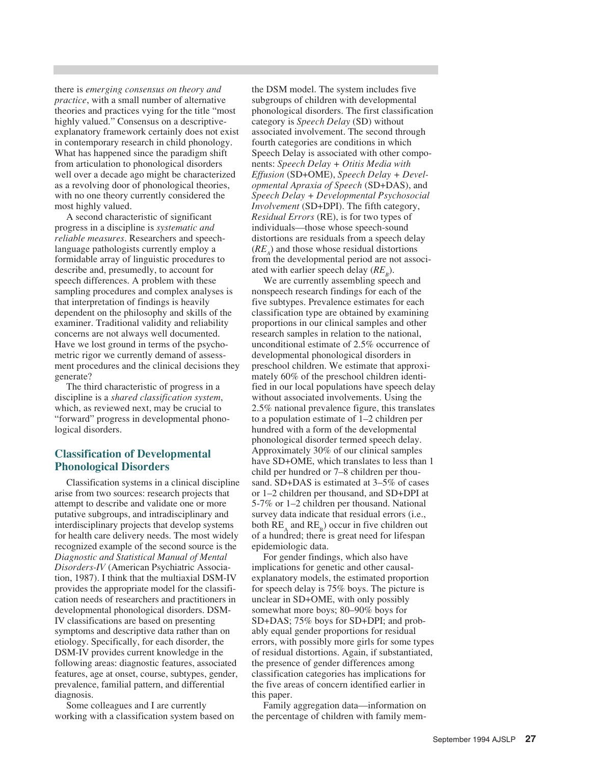there is *emerging consensus on theory and practice*, with a small number of alternative theories and practices vying for the title "most highly valued." Consensus on a descriptive-explanatory framework certainly does not exist in contemporary research in child phonology. What has happened since the paradigm shift from articulation to phonological disorders well over a decade ago might be characterized as a revolving door of phonological theories, with no one theory currently considered the most highly valued.

A second characteristic of significant progress in a discipline is *systematic and reliable measures*. Researchers and speech-language pathologists currently employ a formidable array of linguistic procedures to describe and, presumedly, to account for speech differences. A problem with these sampling procedures and complex analyses is that interpretation of findings is heavily dependent on the philosophy and skills of the examiner. Traditional validity and reliability concerns are not always well documented. Have we lost ground in terms of the psychometric rigor we currently demand of assessment procedures and the clinical decisions they generate?

The third characteristic of progress in a discipline is a *shared classification system*, which, as reviewed next, may be crucial to "forward" progress in developmental phonological disorders.

## Classification of Developmental Phonological Disorders

Classification systems in a clinical discipline arise from two sources: research projects that attempt to describe and validate one or more putative subgroups, and intradisciplinary and interdisciplinary projects that develop systems for health care delivery needs. The most widely recognized example of the second source is the *Diagnostic and Statistical Manual of Mental Disorders-IV* (American Psychiatric Association, 1987). I think that the multiaxial DSM-IV provides the appropriate model for the classification needs of researchers and practitioners in developmental phonological disorders. DSM-IV classifications are based on presenting symptoms and descriptive data rather than on etiology. Specifically, for each disorder, the DSM-IV provides current knowledge in the following areas: diagnostic features, associated features, age at onset, course, subtypes, gender, prevalence, familial pattern, and differential diagnosis.

Some colleagues and I are currently working with a classification system based on the DSM model. The system includes five subgroups of children with developmental phonological disorders. The first classification category is *Speech Delay* (SD) without associated involvement. The second through fourth categories are conditions in which Speech Delay is associated with other components: *Speech Delay + Otitis Media with Effusion* (SD+OME), *Speech Delay + Developmental Apraxia of Speech* (SD+DAS), and *Speech Delay + Developmental Psychosocial Involvement* (SD+DPI). The fifth category, *Residual Errors* (RE), is for two types of individuals—those whose speech-sound distortions are residuals from a speech delay ($RE_A$) and those whose residual distortions from the developmental period are not associated with earlier speech delay ($RE_B$).

We are currently assembling speech and nonspeech research findings for each of the five subtypes. Prevalence estimates for each classification type are obtained by examining proportions in our clinical samples and other research samples in relation to the national, unconditional estimate of 2.5% occurrence of developmental phonological disorders in preschool children. We estimate that approximately 60% of the preschool children identified in our local populations have speech delay without associated involvements. Using the 2.5% national prevalence figure, this translates to a population estimate of 1–2 children per hundred with a form of the developmental phonological disorder termed speech delay. Approximately 30% of our clinical samples have SD+OME, which translates to less than 1 child per hundred or 7–8 children per thousand. SD+DAS is estimated at 3–5% of cases or 1–2 children per thousand, and SD+DPI at 5-7% or 1–2 children per thousand. National survey data indicate that residual errors (i.e., both $RE_A$ and $RE_B$) occur in five children out of a hundred; there is great need for lifespan epidemiologic data.

For gender findings, which also have implications for genetic and other causal-explanatory models, the estimated proportion for speech delay is 75% boys. The picture is unclear in SD+OME, with only possibly somewhat more boys; 80–90% boys for SD+DAS; 75% boys for SD+DPI; and probably equal gender proportions for residual errors, with possibly more girls for some types of residual distortions. Again, if substantiated, the presence of gender differences among classification categories has implications for the five areas of concern identified earlier in this paper.

Family aggregation data—information on the percentage of children with family mem-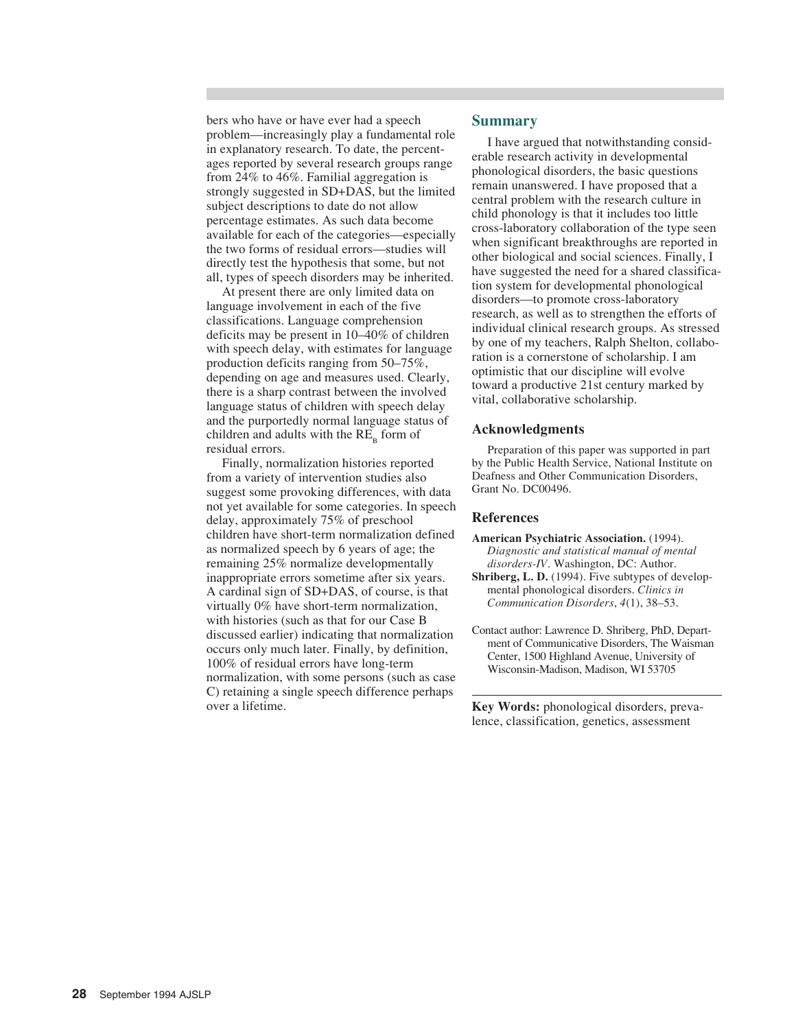bers who have or have ever had a speech problem—increasingly play a fundamental role in explanatory research. To date, the percentages reported by several research groups range from 24% to 46%. Familial aggregation is strongly suggested in SD+DAS, but the limited subject descriptions to date do not allow percentage estimates. As such data become available for each of the categories—especially the two forms of residual errors—studies will directly test the hypothesis that some, but not all, types of speech disorders may be inherited.

At present there are only limited data on language involvement in each of the five classifications. Language comprehension deficits may be present in 10–40% of children with speech delay, with estimates for language production deficits ranging from 50–75%, depending on age and measures used. Clearly, there is a sharp contrast between the involved language status of children with speech delay and the purportedly normal language status of children and adults with the $RE_B$ form of residual errors.

Finally, normalization histories reported from a variety of intervention studies also suggest some provoking differences, with data not yet available for some categories. In speech delay, approximately 75% of preschool children have short-term normalization defined as normalized speech by 6 years of age; the remaining 25% normalize developmentally inappropriate errors sometime after six years. A cardinal sign of SD+DAS, of course, is that virtually 0% have short-term normalization, with histories (such as that for our Case B discussed earlier) indicating that normalization occurs only much later. Finally, by definition, 100% of residual errors have long-term normalization, with some persons (such as case C) retaining a single speech difference perhaps over a lifetime.

## Summary

I have argued that notwithstanding considerable research activity in developmental phonological disorders, the basic questions remain unanswered. I have proposed that a central problem with the research culture in child phonology is that it includes too little cross-laboratory collaboration of the type seen when significant breakthroughs are reported in other biological and social sciences. Finally, I have suggested the need for a shared classification system for developmental phonological disorders—to promote cross-laboratory research, as well as to strengthen the efforts of individual clinical research groups. As stressed by one of my teachers, Ralph Shelton, collaboration is a cornerstone of scholarship. I am optimistic that our discipline will evolve toward a productive 21st century marked by vital, collaborative scholarship.

### Acknowledgments

Preparation of this paper was supported in part by the Public Health Service, National Institute on Deafness and Other Communication Disorders, Grant No. DC00496.

### References

**American Psychiatric Association.** (1994). *Diagnostic and statistical manual of mental disorders-IV*. Washington, DC: Author.

**Shriberg, L. D.** (1994). Five subtypes of developmental phonological disorders. *Clinics in Communication Disorders*, *4*(1), 38–53.

Contact author: Lawrence D. Shriberg, PhD, Department of Communicative Disorders, The Waisman Center, 1500 Highland Avenue, University of Wisconsin-Madison, Madison, WI 53705

**Key Words:** phonological disorders, prevalence, classification, genetics, assessment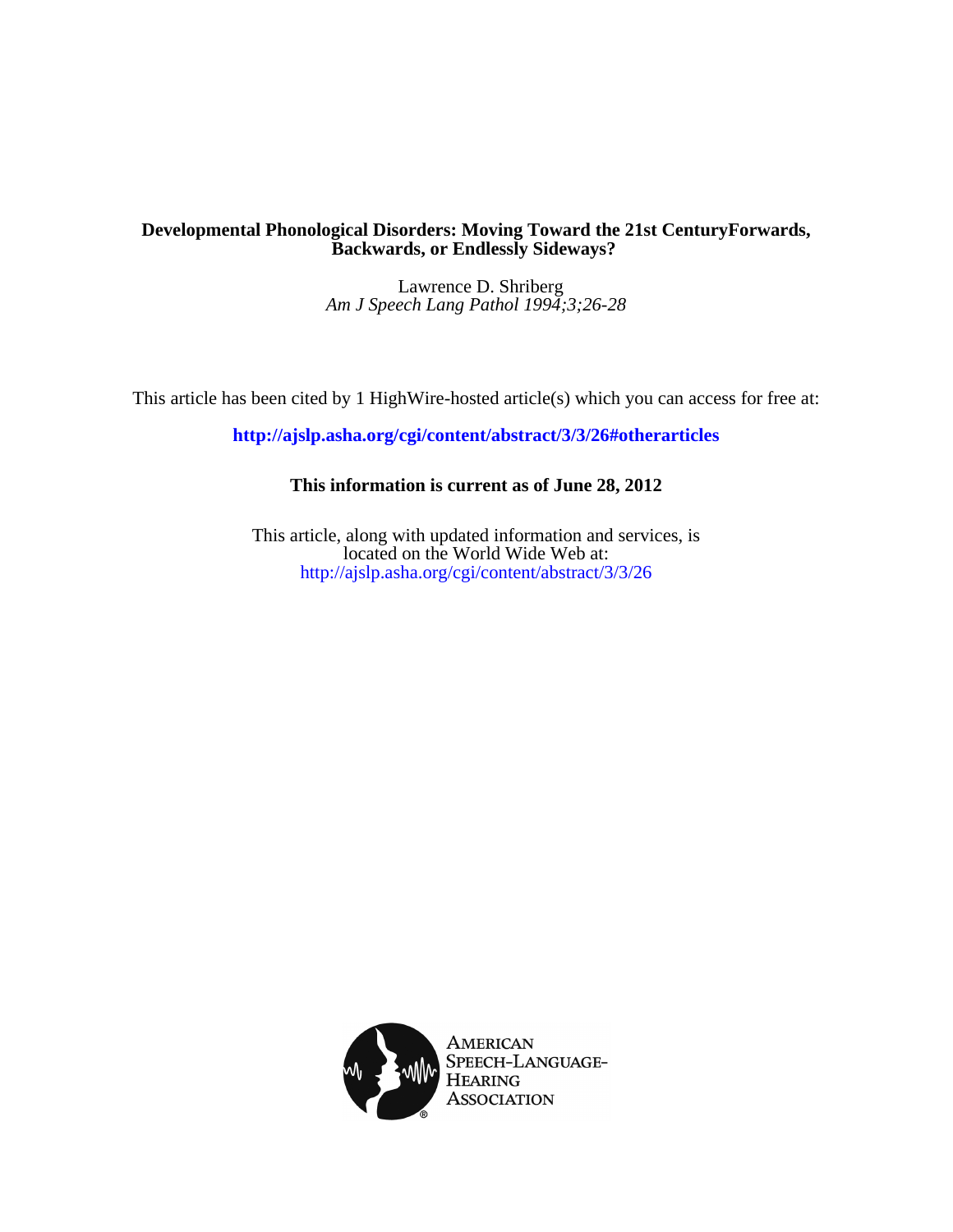**Developmental Phonological Disorders: Moving Toward the 21st CenturyForwards, Backwards, or Endlessly Sideways?**

Lawrence D. Shriberg
*Am J Speech Lang Pathol 1994;3;26-28*

This article has been cited by 1 HighWire-hosted article(s) which you can access for free at:

**http://ajslp.asha.org/cgi/content/abstract/3/3/26#otherarticles**

**This information is current as of June 28, 2012**

This article, along with updated information and services, is located on the World Wide Web at:
http://ajslp.asha.org/cgi/content/abstract/3/3/26

AMERICAN SPEECH-LANGUAGE-HEARING ASSOCIATION